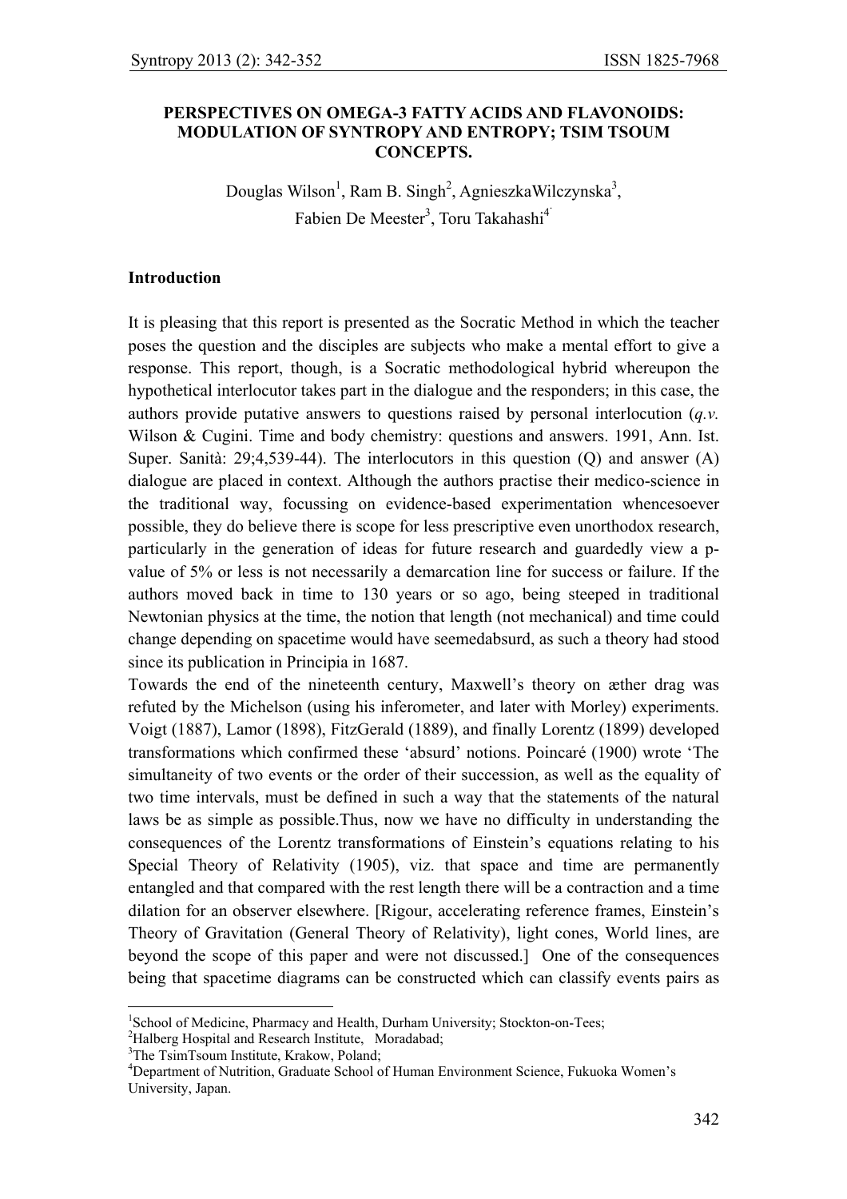# PERSPECTIVES ON OMEGA-3 FATTY ACIDS AND FLAVONOIDS: MODULATION OF SYNTROPY AND ENTROPY; TSIM TSOUM CONCEPTS.

Douglas Wilson[1], Ram B. Singh[2], AgnieszkaWilczynska[3], Fabien De Meester[3], Toru Takahashi[4]

## Introduction

It is pleasing that this report is presented as the Socratic Method in which the teacher poses the question and the disciples are subjects who make a mental effort to give a response. This report, though, is a Socratic methodological hybrid whereupon the hypothetical interlocutor takes part in the dialogue and the responders; in this case, the authors provide putative answers to questions raised by personal interlocution (*q.v.* Wilson & Cugini. Time and body chemistry: questions and answers. 1991, Ann. Ist. Super. Sanità: 29;4,539-44). The interlocutors in this question (Q) and answer (A) dialogue are placed in context. Although the authors practise their medico-science in the traditional way, focussing on evidence-based experimentation whencesoever possible, they do believe there is scope for less prescriptive even unorthodox research, particularly in the generation of ideas for future research and guardedly view a p-value of 5% or less is not necessarily a demarcation line for success or failure. If the authors moved back in time to 130 years or so ago, being steeped in traditional Newtonian physics at the time, the notion that length (not mechanical) and time could change depending on spacetime would have seemedabsurd, as such a theory had stood since its publication in Principia in 1687.

Towards the end of the nineteenth century, Maxwell's theory on æther drag was refuted by the Michelson (using his inferometer, and later with Morley) experiments. Voigt (1887), Lamor (1898), FitzGerald (1889), and finally Lorentz (1899) developed transformations which confirmed these 'absurd' notions. Poincaré (1900) wrote 'The simultaneity of two events or the order of their succession, as well as the equality of two time intervals, must be defined in such a way that the statements of the natural laws be as simple as possible.Thus, now we have no difficulty in understanding the consequences of the Lorentz transformations of Einstein's equations relating to his Special Theory of Relativity (1905), viz. that space and time are permanently entangled and that compared with the rest length there will be a contraction and a time dilation for an observer elsewhere. [Rigour, accelerating reference frames, Einstein's Theory of Gravitation (General Theory of Relativity), light cones, World lines, are beyond the scope of this paper and were not discussed.] One of the consequences being that spacetime diagrams can be constructed which can classify events pairs as

---

[1]School of Medicine, Pharmacy and Health, Durham University; Stockton-on-Tees;
[2]Halberg Hospital and Research Institute, Moradabad;
[3]The TsimTsoum Institute, Krakow, Poland;
[4]Department of Nutrition, Graduate School of Human Environment Science, Fukuoka Women's University, Japan.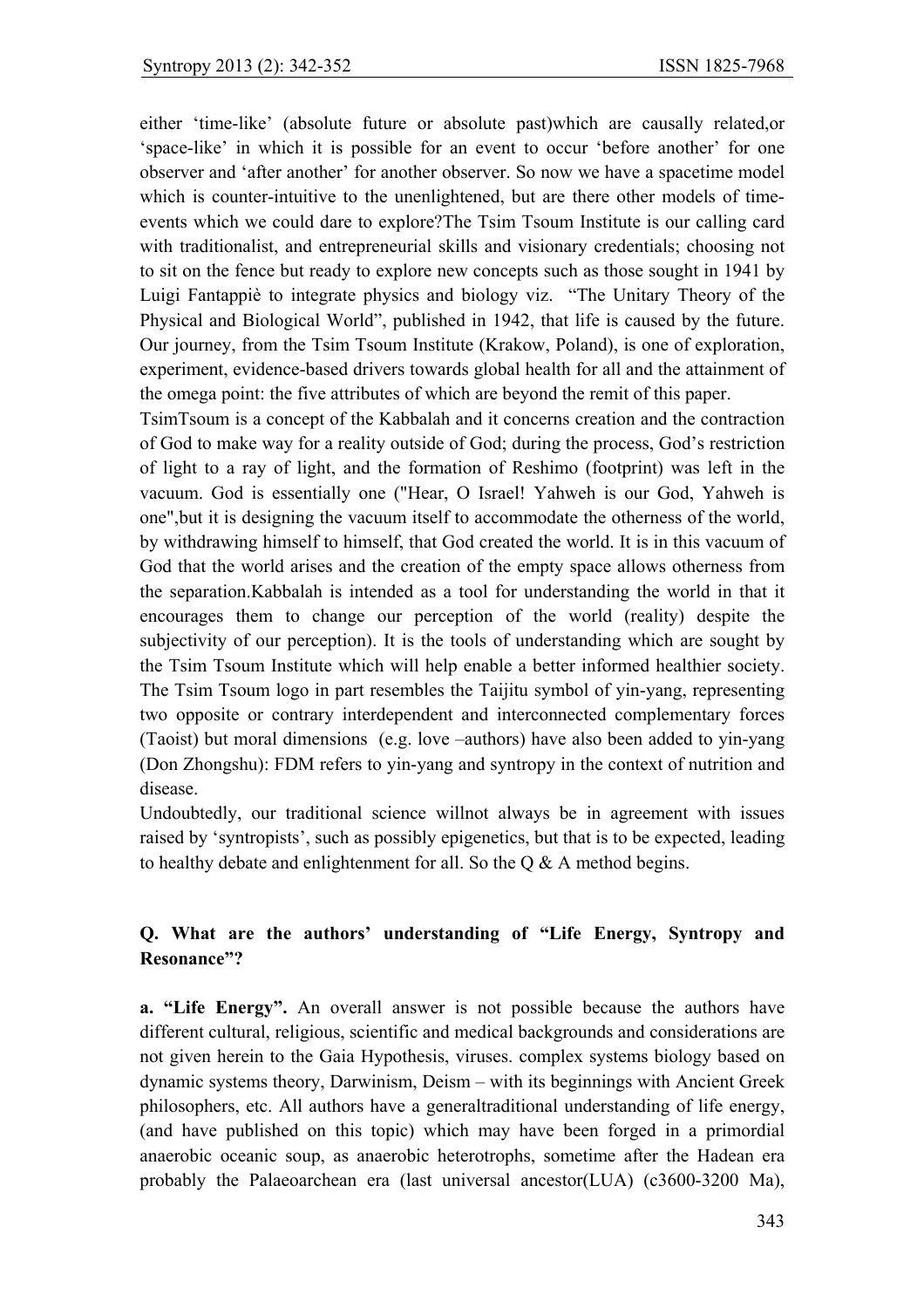either 'time-like' (absolute future or absolute past)which are causally related,or 'space-like' in which it is possible for an event to occur 'before another' for one observer and 'after another' for another observer. So now we have a spacetime model which is counter-intuitive to the unenlightened, but are there other models of time-events which we could dare to explore?The Tsim Tsoum Institute is our calling card with traditionalist, and entrepreneurial skills and visionary credentials; choosing not to sit on the fence but ready to explore new concepts such as those sought in 1941 by Luigi Fantappiè to integrate physics and biology viz. "The Unitary Theory of the Physical and Biological World", published in 1942, that life is caused by the future. Our journey, from the Tsim Tsoum Institute (Krakow, Poland), is one of exploration, experiment, evidence-based drivers towards global health for all and the attainment of the omega point: the five attributes of which are beyond the remit of this paper.

TsimTsoum is a concept of the Kabbalah and it concerns creation and the contraction of God to make way for a reality outside of God; during the process, God's restriction of light to a ray of light, and the formation of Reshimo (footprint) was left in the vacuum. God is essentially one ("Hear, O Israel! Yahweh is our God, Yahweh is one",but it is designing the vacuum itself to accommodate the otherness of the world, by withdrawing himself to himself, that God created the world. It is in this vacuum of God that the world arises and the creation of the empty space allows otherness from the separation.Kabbalah is intended as a tool for understanding the world in that it encourages them to change our perception of the world (reality) despite the subjectivity of our perception). It is the tools of understanding which are sought by the Tsim Tsoum Institute which will help enable a better informed healthier society. The Tsim Tsoum logo in part resembles the Taijitu symbol of yin-yang, representing two opposite or contrary interdependent and interconnected complementary forces (Taoist) but moral dimensions (e.g. love –authors) have also been added to yin-yang (Don Zhongshu): FDM refers to yin-yang and syntropy in the context of nutrition and disease.

Undoubtedly, our traditional science willnot always be in agreement with issues raised by 'syntropists', such as possibly epigenetics, but that is to be expected, leading to healthy debate and enlightenment for all. So the Q & A method begins.

**Q. What are the authors' understanding of "Life Energy, Syntropy and Resonance"?**

**a. "Life Energy".** An overall answer is not possible because the authors have different cultural, religious, scientific and medical backgrounds and considerations are not given herein to the Gaia Hypothesis, viruses. complex systems biology based on dynamic systems theory, Darwinism, Deism – with its beginnings with Ancient Greek philosophers, etc. All authors have a generaltraditional understanding of life energy, (and have published on this topic) which may have been forged in a primordial anaerobic oceanic soup, as anaerobic heterotrophs, sometime after the Hadean era probably the Palaeoarchean era (last universal ancestor(LUA) (c3600-3200 Ma),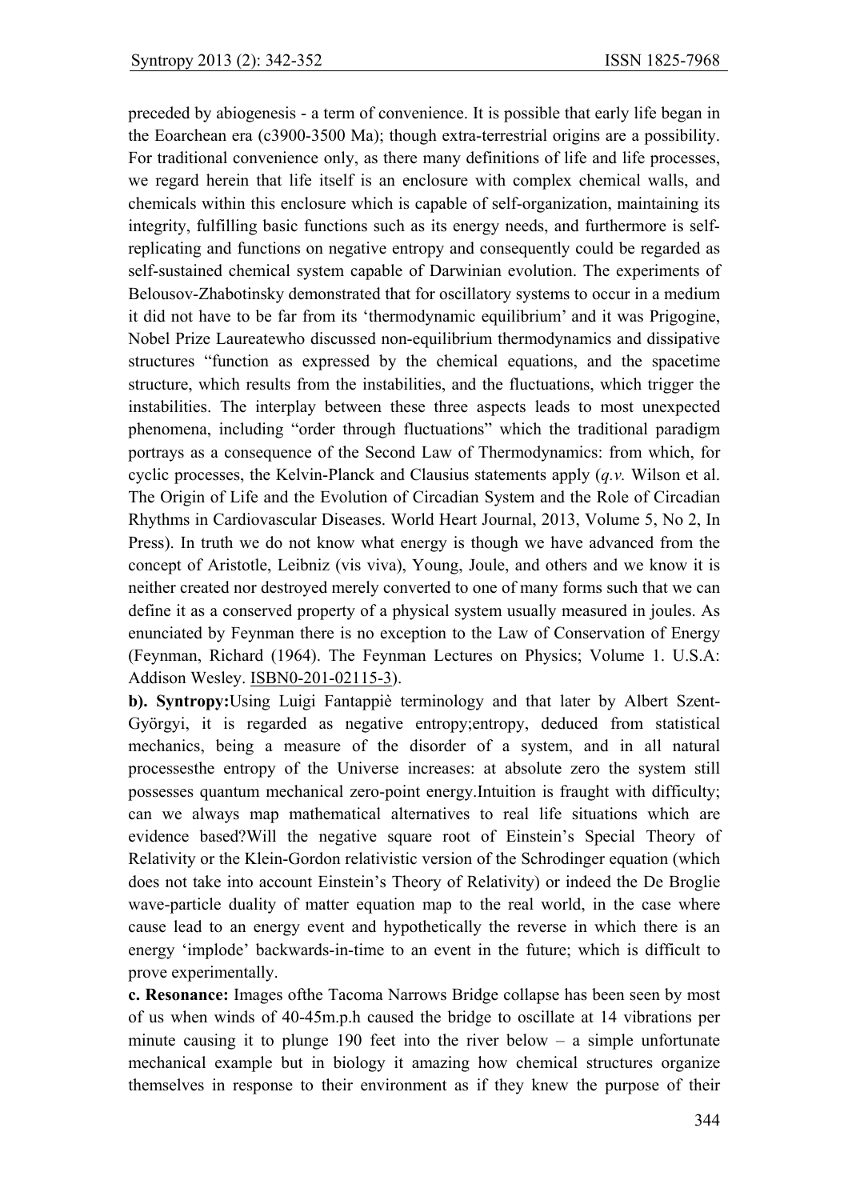preceded by abiogenesis - a term of convenience. It is possible that early life began in the Eoarchean era (c3900-3500 Ma); though extra-terrestrial origins are a possibility. For traditional convenience only, as there many definitions of life and life processes, we regard herein that life itself is an enclosure with complex chemical walls, and chemicals within this enclosure which is capable of self-organization, maintaining its integrity, fulfilling basic functions such as its energy needs, and furthermore is self-replicating and functions on negative entropy and consequently could be regarded as self-sustained chemical system capable of Darwinian evolution. The experiments of Belousov-Zhabotinsky demonstrated that for oscillatory systems to occur in a medium it did not have to be far from its 'thermodynamic equilibrium' and it was Prigogine, Nobel Prize Laureatewho discussed non-equilibrium thermodynamics and dissipative structures "function as expressed by the chemical equations, and the spacetime structure, which results from the instabilities, and the fluctuations, which trigger the instabilities. The interplay between these three aspects leads to most unexpected phenomena, including "order through fluctuations" which the traditional paradigm portrays as a consequence of the Second Law of Thermodynamics: from which, for cyclic processes, the Kelvin-Planck and Clausius statements apply (*q.v.* Wilson et al. The Origin of Life and the Evolution of Circadian System and the Role of Circadian Rhythms in Cardiovascular Diseases. World Heart Journal, 2013, Volume 5, No 2, In Press). In truth we do not know what energy is though we have advanced from the concept of Aristotle, Leibniz (vis viva), Young, Joule, and others and we know it is neither created nor destroyed merely converted to one of many forms such that we can define it as a conserved property of a physical system usually measured in joules. As enunciated by Feynman there is no exception to the Law of Conservation of Energy (Feynman, Richard (1964). The Feynman Lectures on Physics; Volume 1. U.S.A: Addison Wesley. ISBN0-201-02115-3).

**b). Syntropy:**Using Luigi Fantappiè terminology and that later by Albert Szent-Györgyi, it is regarded as negative entropy;entropy, deduced from statistical mechanics, being a measure of the disorder of a system, and in all natural processesthe entropy of the Universe increases: at absolute zero the system still possesses quantum mechanical zero-point energy.Intuition is fraught with difficulty; can we always map mathematical alternatives to real life situations which are evidence based?Will the negative square root of Einstein's Special Theory of Relativity or the Klein-Gordon relativistic version of the Schrodinger equation (which does not take into account Einstein's Theory of Relativity) or indeed the De Broglie wave-particle duality of matter equation map to the real world, in the case where cause lead to an energy event and hypothetically the reverse in which there is an energy 'implode' backwards-in-time to an event in the future; which is difficult to prove experimentally.

**c. Resonance:** Images ofthe Tacoma Narrows Bridge collapse has been seen by most of us when winds of 40-45m.p.h caused the bridge to oscillate at 14 vibrations per minute causing it to plunge 190 feet into the river below – a simple unfortunate mechanical example but in biology it amazing how chemical structures organize themselves in response to their environment as if they knew the purpose of their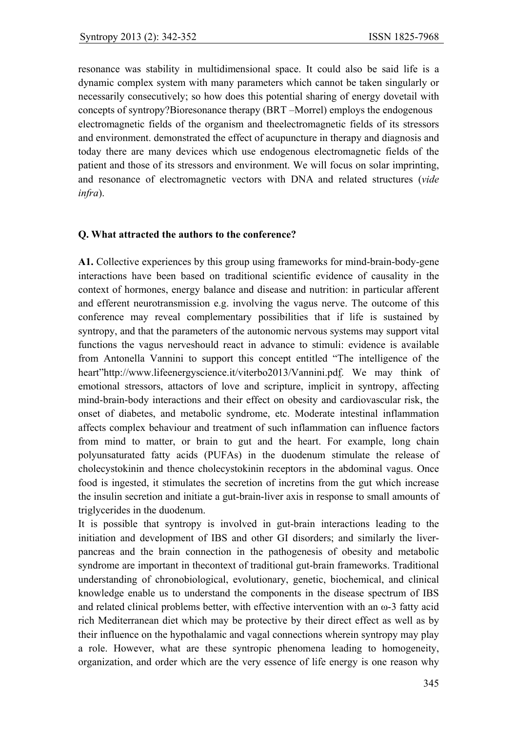resonance was stability in multidimensional space. It could also be said life is a dynamic complex system with many parameters which cannot be taken singularly or necessarily consecutively; so how does this potential sharing of energy dovetail with concepts of syntropy?Bioresonance therapy (BRT –Morrel) employs the endogenous electromagnetic fields of the organism and theelectromagnetic fields of its stressors and environment. demonstrated the effect of acupuncture in therapy and diagnosis and today there are many devices which use endogenous electromagnetic fields of the patient and those of its stressors and environment. We will focus on solar imprinting, and resonance of electromagnetic vectors with DNA and related structures (*vide infra*).

**Q. What attracted the authors to the conference?**

**A1.** Collective experiences by this group using frameworks for mind-brain-body-gene interactions have been based on traditional scientific evidence of causality in the context of hormones, energy balance and disease and nutrition: in particular afferent and efferent neurotransmission e.g. involving the vagus nerve. The outcome of this conference may reveal complementary possibilities that if life is sustained by syntropy, and that the parameters of the autonomic nervous systems may support vital functions the vagus nerveshould react in advance to stimuli: evidence is available from Antonella Vannini to support this concept entitled "The intelligence of the heart"http://www.lifeenergyscience.it/viterbo2013/Vannini.pdf. We may think of emotional stressors, attactors of love and scripture, implicit in syntropy, affecting mind-brain-body interactions and their effect on obesity and cardiovascular risk, the onset of diabetes, and metabolic syndrome, etc. Moderate intestinal inflammation affects complex behaviour and treatment of such inflammation can influence factors from mind to matter, or brain to gut and the heart. For example, long chain polyunsaturated fatty acids (PUFAs) in the duodenum stimulate the release of cholecystokinin and thence cholecystokinin receptors in the abdominal vagus. Once food is ingested, it stimulates the secretion of incretins from the gut which increase the insulin secretion and initiate a gut-brain-liver axis in response to small amounts of triglycerides in the duodenum.

It is possible that syntropy is involved in gut-brain interactions leading to the initiation and development of IBS and other GI disorders; and similarly the liver-pancreas and the brain connection in the pathogenesis of obesity and metabolic syndrome are important in thecontext of traditional gut-brain frameworks. Traditional understanding of chronobiological, evolutionary, genetic, biochemical, and clinical knowledge enable us to understand the components in the disease spectrum of IBS and related clinical problems better, with effective intervention with an ω-3 fatty acid rich Mediterranean diet which may be protective by their direct effect as well as by their influence on the hypothalamic and vagal connections wherein syntropy may play a role. However, what are these syntropic phenomena leading to homogeneity, organization, and order which are the very essence of life energy is one reason why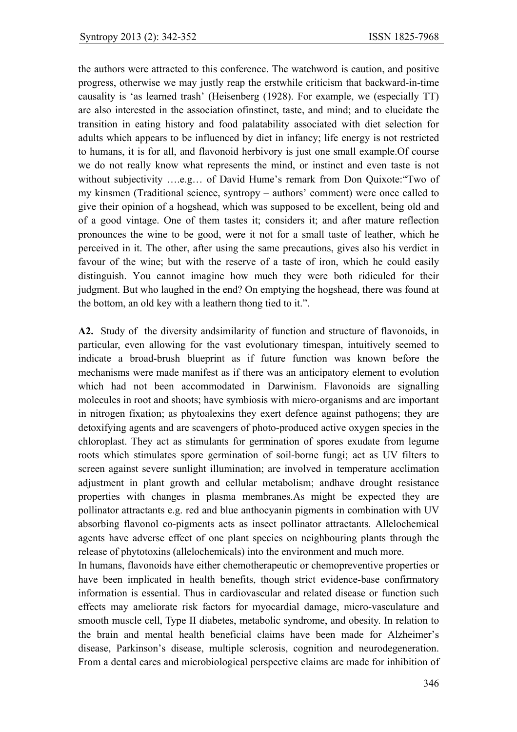the authors were attracted to this conference. The watchword is caution, and positive progress, otherwise we may justly reap the erstwhile criticism that backward-in-time causality is 'as learned trash' (Heisenberg (1928). For example, we (especially TT) are also interested in the association ofinstinct, taste, and mind; and to elucidate the transition in eating history and food palatability associated with diet selection for adults which appears to be influenced by diet in infancy; life energy is not restricted to humans, it is for all, and flavonoid herbivory is just one small example.Of course we do not really know what represents the mind, or instinct and even taste is not without subjectivity ….e.g… of David Hume's remark from Don Quixote:"Two of my kinsmen (Traditional science, syntropy – authors' comment) were once called to give their opinion of a hogshead, which was supposed to be excellent, being old and of a good vintage. One of them tastes it; considers it; and after mature reflection pronounces the wine to be good, were it not for a small taste of leather, which he perceived in it. The other, after using the same precautions, gives also his verdict in favour of the wine; but with the reserve of a taste of iron, which he could easily distinguish. You cannot imagine how much they were both ridiculed for their judgment. But who laughed in the end? On emptying the hogshead, there was found at the bottom, an old key with a leathern thong tied to it.".

**A2.** Study of the diversity andsimilarity of function and structure of flavonoids, in particular, even allowing for the vast evolutionary timespan, intuitively seemed to indicate a broad-brush blueprint as if future function was known before the mechanisms were made manifest as if there was an anticipatory element to evolution which had not been accommodated in Darwinism. Flavonoids are signalling molecules in root and shoots; have symbiosis with micro-organisms and are important in nitrogen fixation; as phytoalexins they exert defence against pathogens; they are detoxifying agents and are scavengers of photo-produced active oxygen species in the chloroplast. They act as stimulants for germination of spores exudate from legume roots which stimulates spore germination of soil-borne fungi; act as UV filters to screen against severe sunlight illumination; are involved in temperature acclimation adjustment in plant growth and cellular metabolism; andhave drought resistance properties with changes in plasma membranes.As might be expected they are pollinator attractants e.g. red and blue anthocyanin pigments in combination with UV absorbing flavonol co-pigments acts as insect pollinator attractants. Allelochemical agents have adverse effect of one plant species on neighbouring plants through the release of phytotoxins (allelochemicals) into the environment and much more.

In humans, flavonoids have either chemotherapeutic or chemopreventive properties or have been implicated in health benefits, though strict evidence-base confirmatory information is essential. Thus in cardiovascular and related disease or function such effects may ameliorate risk factors for myocardial damage, micro-vasculature and smooth muscle cell, Type II diabetes, metabolic syndrome, and obesity. In relation to the brain and mental health beneficial claims have been made for Alzheimer's disease, Parkinson's disease, multiple sclerosis, cognition and neurodegeneration. From a dental cares and microbiological perspective claims are made for inhibition of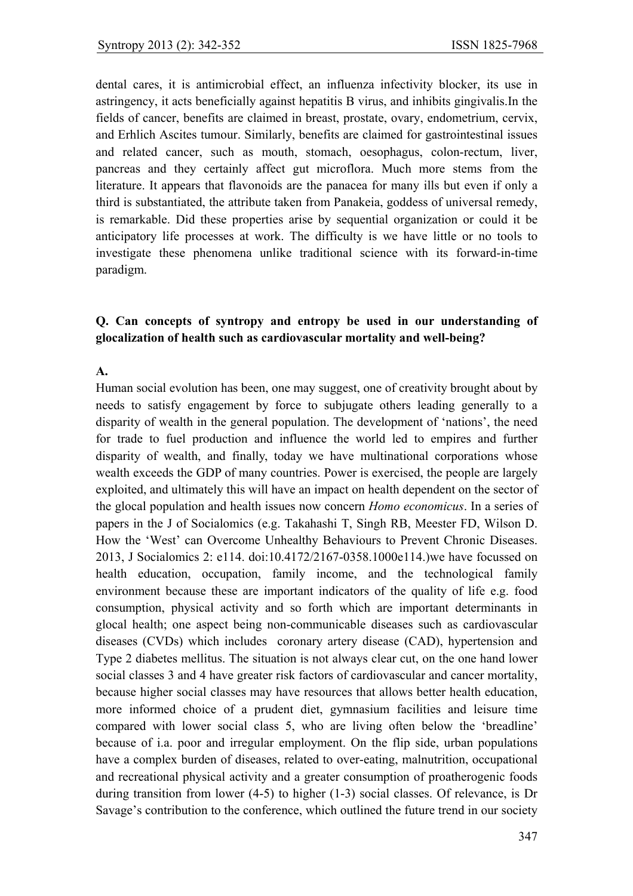dental cares, it is antimicrobial effect, an influenza infectivity blocker, its use in astringency, it acts beneficially against hepatitis B virus, and inhibits gingivalis.In the fields of cancer, benefits are claimed in breast, prostate, ovary, endometrium, cervix, and Erhlich Ascites tumour. Similarly, benefits are claimed for gastrointestinal issues and related cancer, such as mouth, stomach, oesophagus, colon-rectum, liver, pancreas and they certainly affect gut microflora. Much more stems from the literature. It appears that flavonoids are the panacea for many ills but even if only a third is substantiated, the attribute taken from Panakeia, goddess of universal remedy, is remarkable. Did these properties arise by sequential organization or could it be anticipatory life processes at work. The difficulty is we have little or no tools to investigate these phenomena unlike traditional science with its forward-in-time paradigm.

**Q. Can concepts of syntropy and entropy be used in our understanding of glocalization of health such as cardiovascular mortality and well-being?**

**A.**

Human social evolution has been, one may suggest, one of creativity brought about by needs to satisfy engagement by force to subjugate others leading generally to a disparity of wealth in the general population. The development of 'nations', the need for trade to fuel production and influence the world led to empires and further disparity of wealth, and finally, today we have multinational corporations whose wealth exceeds the GDP of many countries. Power is exercised, the people are largely exploited, and ultimately this will have an impact on health dependent on the sector of the glocal population and health issues now concern *Homo economicus*. In a series of papers in the J of Socialomics (e.g. Takahashi T, Singh RB, Meester FD, Wilson D. How the 'West' can Overcome Unhealthy Behaviours to Prevent Chronic Diseases. 2013, J Socialomics 2: e114. doi:10.4172/2167-0358.1000e114.)we have focussed on health education, occupation, family income, and the technological family environment because these are important indicators of the quality of life e.g. food consumption, physical activity and so forth which are important determinants in glocal health; one aspect being non-communicable diseases such as cardiovascular diseases (CVDs) which includes coronary artery disease (CAD), hypertension and Type 2 diabetes mellitus. The situation is not always clear cut, on the one hand lower social classes 3 and 4 have greater risk factors of cardiovascular and cancer mortality, because higher social classes may have resources that allows better health education, more informed choice of a prudent diet, gymnasium facilities and leisure time compared with lower social class 5, who are living often below the 'breadline' because of i.a. poor and irregular employment. On the flip side, urban populations have a complex burden of diseases, related to over-eating, malnutrition, occupational and recreational physical activity and a greater consumption of proatherogenic foods during transition from lower (4-5) to higher (1-3) social classes. Of relevance, is Dr Savage's contribution to the conference, which outlined the future trend in our society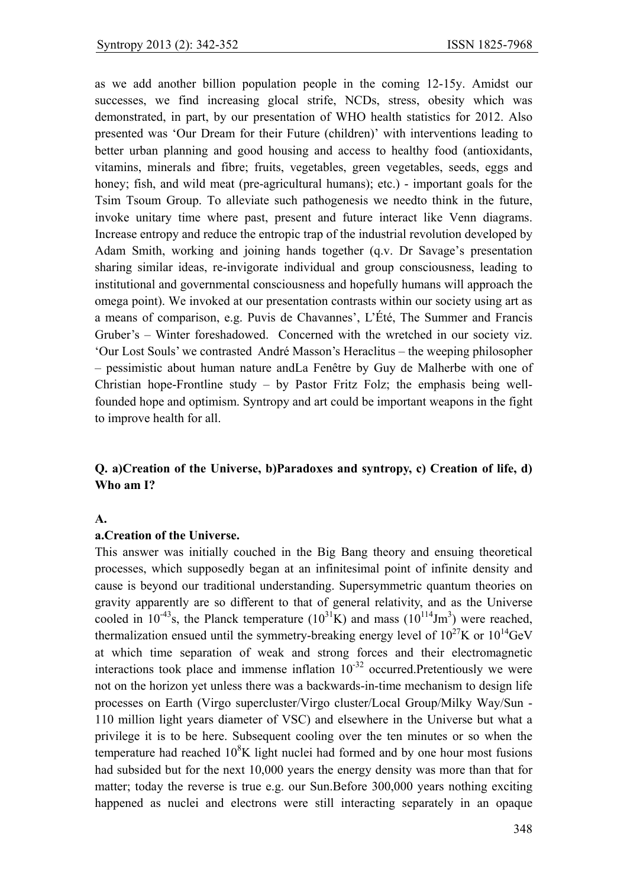as we add another billion population people in the coming 12-15y. Amidst our successes, we find increasing glocal strife, NCDs, stress, obesity which was demonstrated, in part, by our presentation of WHO health statistics for 2012. Also presented was 'Our Dream for their Future (children)' with interventions leading to better urban planning and good housing and access to healthy food (antioxidants, vitamins, minerals and fibre; fruits, vegetables, green vegetables, seeds, eggs and honey; fish, and wild meat (pre-agricultural humans); etc.) - important goals for the Tsim Tsoum Group. To alleviate such pathogenesis we needto think in the future, invoke unitary time where past, present and future interact like Venn diagrams. Increase entropy and reduce the entropic trap of the industrial revolution developed by Adam Smith, working and joining hands together (q.v. Dr Savage's presentation sharing similar ideas, re-invigorate individual and group consciousness, leading to institutional and governmental consciousness and hopefully humans will approach the omega point). We invoked at our presentation contrasts within our society using art as a means of comparison, e.g. Puvis de Chavannes', L'Été, The Summer and Francis Gruber's – Winter foreshadowed. Concerned with the wretched in our society viz. 'Our Lost Souls' we contrasted André Masson's Heraclitus – the weeping philosopher – pessimistic about human nature andLa Fenêtre by Guy de Malherbe with one of Christian hope-Frontline study – by Pastor Fritz Folz; the emphasis being well-founded hope and optimism. Syntropy and art could be important weapons in the fight to improve health for all.

**Q. a)Creation of the Universe, b)Paradoxes and syntropy, c) Creation of life, d) Who am I?**

**A.**

**a.Creation of the Universe.**

This answer was initially couched in the Big Bang theory and ensuing theoretical processes, which supposedly began at an infinitesimal point of infinite density and cause is beyond our traditional understanding. Supersymmetric quantum theories on gravity apparently are so different to that of general relativity, and as the Universe cooled in $10^{-43}$s, the Planck temperature ($10^{31}$K) and mass ($10^{114}$Jm$^{3}$) were reached, thermalization ensued until the symmetry-breaking energy level of $10^{27}$K or $10^{14}$GeV at which time separation of weak and strong forces and their electromagnetic interactions took place and immense inflation $10^{-32}$ occurred.Pretentiously we were not on the horizon yet unless there was a backwards-in-time mechanism to design life processes on Earth (Virgo supercluster/Virgo cluster/Local Group/Milky Way/Sun - 110 million light years diameter of VSC) and elsewhere in the Universe but what a privilege it is to be here. Subsequent cooling over the ten minutes or so when the temperature had reached $10^{8}$K light nuclei had formed and by one hour most fusions had subsided but for the next 10,000 years the energy density was more than that for matter; today the reverse is true e.g. our Sun.Before 300,000 years nothing exciting happened as nuclei and electrons were still interacting separately in an opaque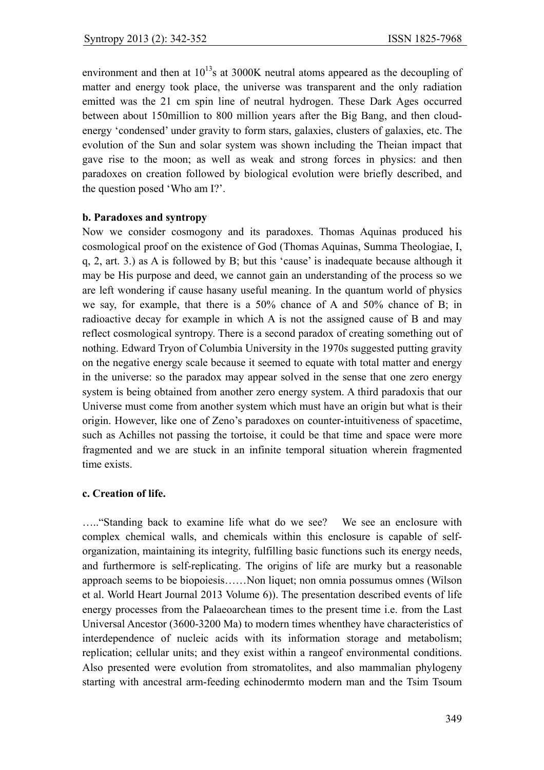environment and then at $10^{13}$s at 3000K neutral atoms appeared as the decoupling of matter and energy took place, the universe was transparent and the only radiation emitted was the 21 cm spin line of neutral hydrogen. These Dark Ages occurred between about 150million to 800 million years after the Big Bang, and then cloud-energy 'condensed' under gravity to form stars, galaxies, clusters of galaxies, etc. The evolution of the Sun and solar system was shown including the Theian impact that gave rise to the moon; as well as weak and strong forces in physics: and then paradoxes on creation followed by biological evolution were briefly described, and the question posed 'Who am I?'.

**b. Paradoxes and syntropy**

Now we consider cosmogony and its paradoxes. Thomas Aquinas produced his cosmological proof on the existence of God (Thomas Aquinas, Summa Theologiae, I, q, 2, art. 3.) as A is followed by B; but this 'cause' is inadequate because although it may be His purpose and deed, we cannot gain an understanding of the process so we are left wondering if cause hasany useful meaning. In the quantum world of physics we say, for example, that there is a 50% chance of A and 50% chance of B; in radioactive decay for example in which A is not the assigned cause of B and may reflect cosmological syntropy. There is a second paradox of creating something out of nothing. Edward Tryon of Columbia University in the 1970s suggested putting gravity on the negative energy scale because it seemed to equate with total matter and energy in the universe: so the paradox may appear solved in the sense that one zero energy system is being obtained from another zero energy system. A third paradoxis that our Universe must come from another system which must have an origin but what is their origin. However, like one of Zeno's paradoxes on counter-intuitiveness of spacetime, such as Achilles not passing the tortoise, it could be that time and space were more fragmented and we are stuck in an infinite temporal situation wherein fragmented time exists.

**c. Creation of life.**

….."Standing back to examine life what do we see? We see an enclosure with complex chemical walls, and chemicals within this enclosure is capable of self-organization, maintaining its integrity, fulfilling basic functions such its energy needs, and furthermore is self-replicating. The origins of life are murky but a reasonable approach seems to be biopoiesis……Non liquet; non omnia possumus omnes (Wilson et al. World Heart Journal 2013 Volume 6)). The presentation described events of life energy processes from the Palaeoarchean times to the present time i.e. from the Last Universal Ancestor (3600-3200 Ma) to modern times whenthey have characteristics of interdependence of nucleic acids with its information storage and metabolism; replication; cellular units; and they exist within a rangeof environmental conditions. Also presented were evolution from stromatolites, and also mammalian phylogeny starting with ancestral arm-feeding echinodermto modern man and the Tsim Tsoum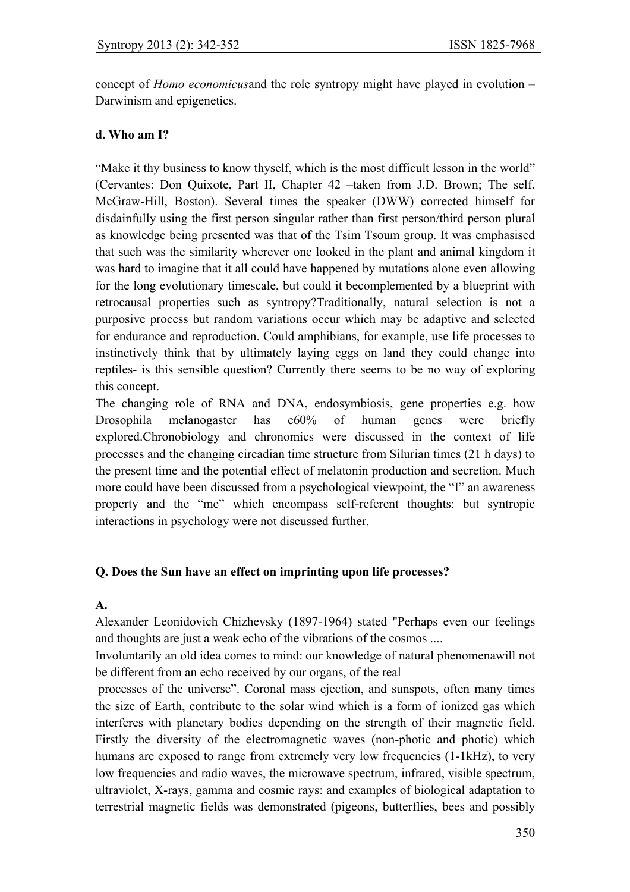concept of *Homo economicus*and the role syntropy might have played in evolution – Darwinism and epigenetics.

**d. Who am I?**

"Make it thy business to know thyself, which is the most difficult lesson in the world" (Cervantes: Don Quixote, Part II, Chapter 42 –taken from J.D. Brown; The self. McGraw-Hill, Boston). Several times the speaker (DWW) corrected himself for disdainfully using the first person singular rather than first person/third person plural as knowledge being presented was that of the Tsim Tsoum group. It was emphasised that such was the similarity wherever one looked in the plant and animal kingdom it was hard to imagine that it all could have happened by mutations alone even allowing for the long evolutionary timescale, but could it becomplemented by a blueprint with retrocausal properties such as syntropy?Traditionally, natural selection is not a purposive process but random variations occur which may be adaptive and selected for endurance and reproduction. Could amphibians, for example, use life processes to instinctively think that by ultimately laying eggs on land they could change into reptiles- is this sensible question? Currently there seems to be no way of exploring this concept.

The changing role of RNA and DNA, endosymbiosis, gene properties e.g. how Drosophila melanogaster has c60% of human genes were briefly explored.Chronobiology and chronomics were discussed in the context of life processes and the changing circadian time structure from Silurian times (21 h days) to the present time and the potential effect of melatonin production and secretion. Much more could have been discussed from a psychological viewpoint, the "I" an awareness property and the "me" which encompass self-referent thoughts: but syntropic interactions in psychology were not discussed further.

**Q. Does the Sun have an effect on imprinting upon life processes?**

**A.**

Alexander Leonidovich Chizhevsky (1897-1964) stated "Perhaps even our feelings and thoughts are just a weak echo of the vibrations of the cosmos ....

Involuntarily an old idea comes to mind: our knowledge of natural phenomenawill not be different from an echo received by our organs, of the real processes of the universe". Coronal mass ejection, and sunspots, often many times the size of Earth, contribute to the solar wind which is a form of ionized gas which interferes with planetary bodies depending on the strength of their magnetic field. Firstly the diversity of the electromagnetic waves (non-photic and photic) which humans are exposed to range from extremely very low frequencies (1-1kHz), to very low frequencies and radio waves, the microwave spectrum, infrared, visible spectrum, ultraviolet, X-rays, gamma and cosmic rays: and examples of biological adaptation to terrestrial magnetic fields was demonstrated (pigeons, butterflies, bees and possibly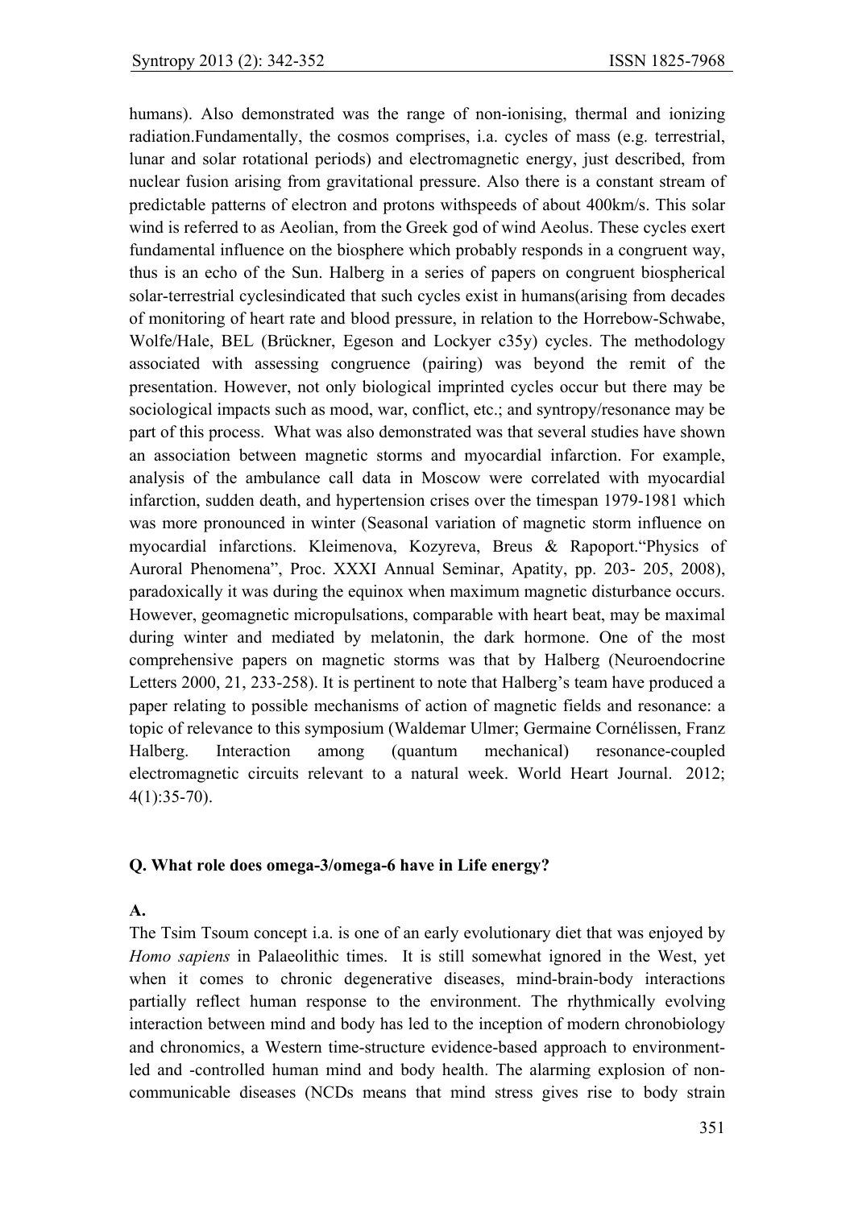humans). Also demonstrated was the range of non-ionising, thermal and ionizing radiation.Fundamentally, the cosmos comprises, i.a. cycles of mass (e.g. terrestrial, lunar and solar rotational periods) and electromagnetic energy, just described, from nuclear fusion arising from gravitational pressure. Also there is a constant stream of predictable patterns of electron and protons withspeeds of about 400km/s. This solar wind is referred to as Aeolian, from the Greek god of wind Aeolus. These cycles exert fundamental influence on the biosphere which probably responds in a congruent way, thus is an echo of the Sun. Halberg in a series of papers on congruent biospherical solar-terrestrial cyclesindicated that such cycles exist in humans(arising from decades of monitoring of heart rate and blood pressure, in relation to the Horrebow-Schwabe, Wolfe/Hale, BEL (Brückner, Egeson and Lockyer c35y) cycles. The methodology associated with assessing congruence (pairing) was beyond the remit of the presentation. However, not only biological imprinted cycles occur but there may be sociological impacts such as mood, war, conflict, etc.; and syntropy/resonance may be part of this process. What was also demonstrated was that several studies have shown an association between magnetic storms and myocardial infarction. For example, analysis of the ambulance call data in Moscow were correlated with myocardial infarction, sudden death, and hypertension crises over the timespan 1979-1981 which was more pronounced in winter (Seasonal variation of magnetic storm influence on myocardial infarctions. Kleimenova, Kozyreva, Breus & Rapoport."Physics of Auroral Phenomena", Proc. XXXI Annual Seminar, Apatity, pp. 203- 205, 2008), paradoxically it was during the equinox when maximum magnetic disturbance occurs. However, geomagnetic micropulsations, comparable with heart beat, may be maximal during winter and mediated by melatonin, the dark hormone. One of the most comprehensive papers on magnetic storms was that by Halberg (Neuroendocrine Letters 2000, 21, 233-258). It is pertinent to note that Halberg's team have produced a paper relating to possible mechanisms of action of magnetic fields and resonance: a topic of relevance to this symposium (Waldemar Ulmer; Germaine Cornélissen, Franz Halberg. Interaction among (quantum mechanical) resonance-coupled electromagnetic circuits relevant to a natural week. World Heart Journal. 2012; 4(1):35-70).

**Q. What role does omega-3/omega-6 have in Life energy?**

**A.**

The Tsim Tsoum concept i.a. is one of an early evolutionary diet that was enjoyed by *Homo sapiens* in Palaeolithic times. It is still somewhat ignored in the West, yet when it comes to chronic degenerative diseases, mind-brain-body interactions partially reflect human response to the environment. The rhythmically evolving interaction between mind and body has led to the inception of modern chronobiology and chronomics, a Western time-structure evidence-based approach to environment-led and -controlled human mind and body health. The alarming explosion of non-communicable diseases (NCDs means that mind stress gives rise to body strain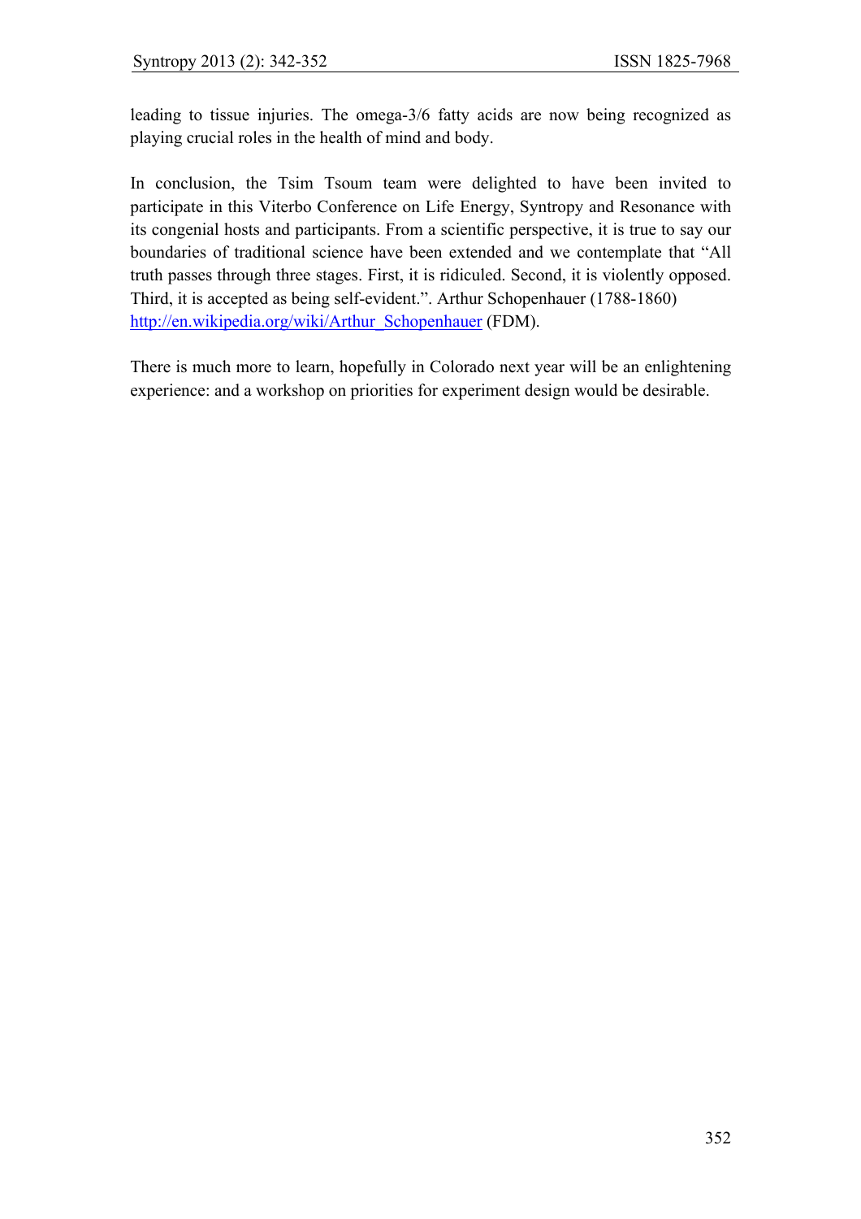leading to tissue injuries. The omega-3/6 fatty acids are now being recognized as playing crucial roles in the health of mind and body.

In conclusion, the Tsim Tsoum team were delighted to have been invited to participate in this Viterbo Conference on Life Energy, Syntropy and Resonance with its congenial hosts and participants. From a scientific perspective, it is true to say our boundaries of traditional science have been extended and we contemplate that "All truth passes through three stages. First, it is ridiculed. Second, it is violently opposed. Third, it is accepted as being self-evident.". Arthur Schopenhauer (1788-1860) http://en.wikipedia.org/wiki/Arthur_Schopenhauer (FDM).

There is much more to learn, hopefully in Colorado next year will be an enlightening experience: and a workshop on priorities for experiment design would be desirable.